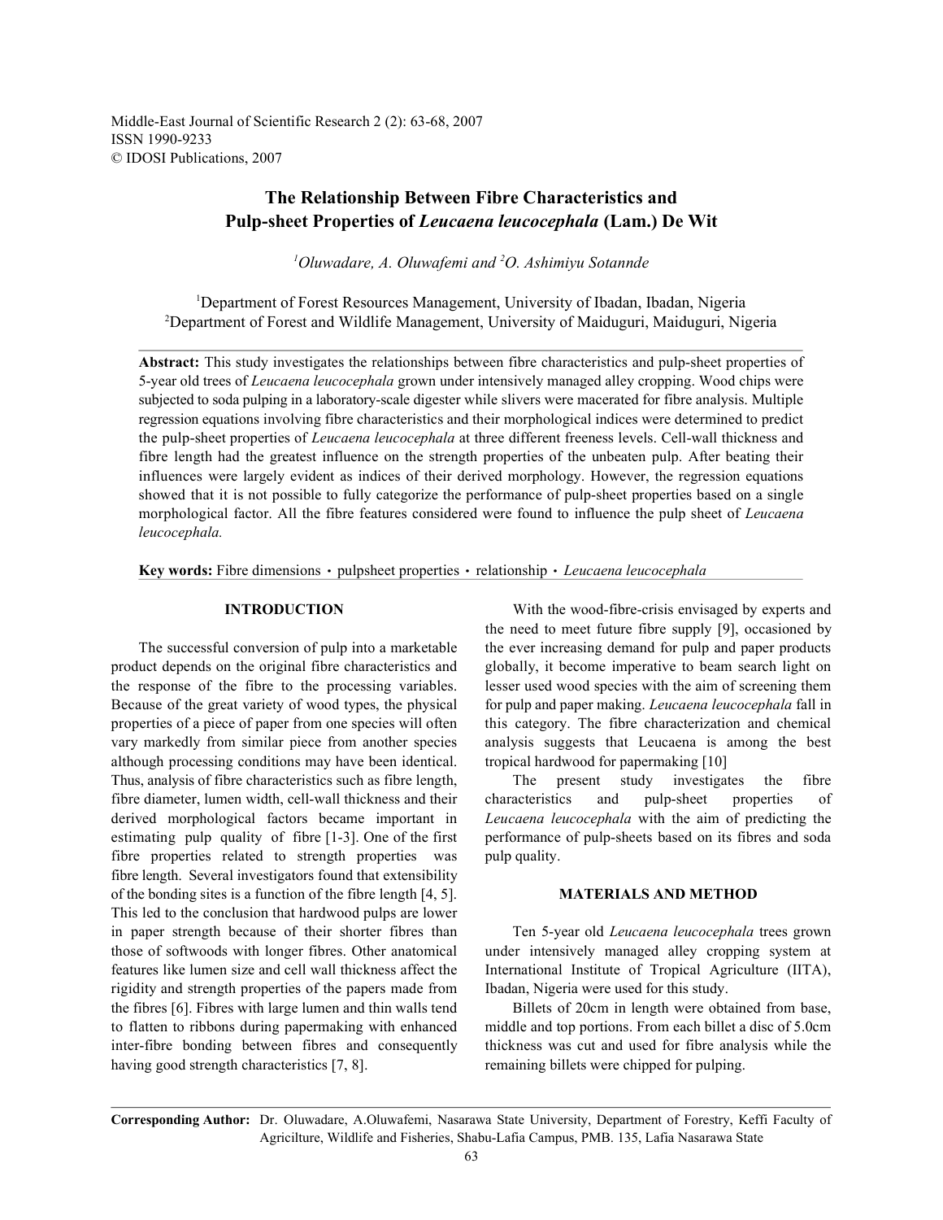# The Relationship Between Fibre Characteristics and Pulp-sheet Properties of *Leucaena leucocephala* (Lam.) De Wit

*[1]Oluwadare, A. Oluwafemi and [2]O. Ashimiyu Sotannde*

[1]Department of Forest Resources Management, University of Ibadan, Ibadan, Nigeria
[2]Department of Forest and Wildlife Management, University of Maiduguri, Maiduguri, Nigeria

**Abstract:** This study investigates the relationships between fibre characteristics and pulp-sheet properties of 5-year old trees of *Leucaena leucocephala* grown under intensively managed alley cropping. Wood chips were subjected to soda pulping in a laboratory-scale digester while slivers were macerated for fibre analysis. Multiple regression equations involving fibre characteristics and their morphological indices were determined to predict the pulp-sheet properties of *Leucaena leucocephala* at three different freeness levels. Cell-wall thickness and fibre length had the greatest influence on the strength properties of the unbeaten pulp. After beating their influences were largely evident as indices of their derived morphology. However, the regression equations showed that it is not possible to fully categorize the performance of pulp-sheet properties based on a single morphological factor. All the fibre features considered were found to influence the pulp sheet of *Leucaena leucocephala.*

**Key words:** Fibre dimensions • pulpsheet properties • relationship • *Leucaena leucocephala*

## INTRODUCTION

The successful conversion of pulp into a marketable product depends on the original fibre characteristics and the response of the fibre to the processing variables. Because of the great variety of wood types, the physical properties of a piece of paper from one species will often vary markedly from similar piece from another species although processing conditions may have been identical. Thus, analysis of fibre characteristics such as fibre length, fibre diameter, lumen width, cell-wall thickness and their derived morphological factors became important in estimating pulp quality of fibre [1-3]. One of the first fibre properties related to strength properties was fibre length. Several investigators found that extensibility of the bonding sites is a function of the fibre length [4, 5]. This led to the conclusion that hardwood pulps are lower in paper strength because of their shorter fibres than those of softwoods with longer fibres. Other anatomical features like lumen size and cell wall thickness affect the rigidity and strength properties of the papers made from the fibres [6]. Fibres with large lumen and thin walls tend to flatten to ribbons during papermaking with enhanced inter-fibre bonding between fibres and consequently having good strength characteristics [7, 8].

With the wood-fibre-crisis envisaged by experts and the need to meet future fibre supply [9], occasioned by the ever increasing demand for pulp and paper products globally, it become imperative to beam search light on lesser used wood species with the aim of screening them for pulp and paper making. *Leucaena leucocephala* fall in this category. The fibre characterization and chemical analysis suggests that Leucaena is among the best tropical hardwood for papermaking [10]

The present study investigates the fibre characteristics and pulp-sheet properties of *Leucaena leucocephala* with the aim of predicting the performance of pulp-sheets based on its fibres and soda pulp quality.

## MATERIALS AND METHOD

Ten 5-year old *Leucaena leucocephala* trees grown under intensively managed alley cropping system at International Institute of Tropical Agriculture (IITA), Ibadan, Nigeria were used for this study.

Billets of 20cm in length were obtained from base, middle and top portions. From each billet a disc of 5.0cm thickness was cut and used for fibre analysis while the remaining billets were chipped for pulping.

**Corresponding Author:** Dr. Oluwadare, A.Oluwafemi, Nasarawa State University, Department of Forestry, Keffi Faculty of Agricilture, Wildlife and Fisheries, Shabu-Lafia Campus, PMB. 135, Lafia Nasarawa State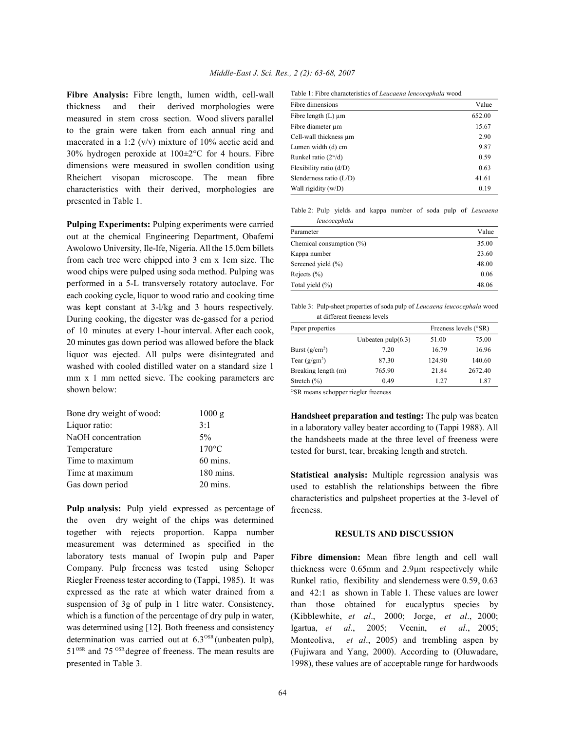**Fibre Analysis:** Fibre length, lumen width, cell-wall thickness and their derived morphologies were measured in stem cross section. Wood slivers parallel to the grain were taken from each annual ring and macerated in a 1:2 (v/v) mixture of 10% acetic acid and 30% hydrogen peroxide at 100±2°C for 4 hours. Fibre dimensions were measured in swollen condition using Rheichert visopan microscope. The mean fibre characteristics with their derived, morphologies are presented in Table 1.

**Pulping Experiments:** Pulping experiments were carried out at the chemical Engineering Department, Obafemi Awolowo University, Ile-Ife, Nigeria. All the 15.0cm billets from each tree were chipped into 3 cm x 1cm size. The wood chips were pulped using soda method. Pulping was performed in a 5-L transversely rotatory autoclave. For each cooking cycle, liquor to wood ratio and cooking time was kept constant at 3-l/kg and 3 hours respectively. During cooking, the digester was de-gassed for a period of 10 minutes at every 1-hour interval. After each cook, 20 minutes gas down period was allowed before the black liquor was ejected. All pulps were disintegrated and washed with cooled distilled water on a standard size 1 mm x 1 mm netted sieve. The cooking parameters are shown below:

| | |
|---|---|
| Bone dry weight of wood: | 1000 g |
| Liquor ratio: | 3:1 |
| NaOH concentration | 5% |
| Temperature | 170°C |
| Time to maximum | 60 mins. |
| Time at maximum | 180 mins. |
| Gas down period | 20 mins. |

**Pulp analysis:** Pulp yield expressed as percentage of the oven dry weight of the chips was determined together with rejects proportion. Kappa number measurement was determined as specified in the laboratory tests manual of Iwopin pulp and Paper Company. Pulp freeness was tested using Schoper Riegler Freeness tester according to (Tappi, 1985). It was expressed as the rate at which water drained from a suspension of 3g of pulp in 1 litre water. Consistency, which is a function of the percentage of dry pulp in water, was determined using [12]. Both freeness and consistency determination was carried out at $6.3^{OSR}$ (unbeaten pulp), $51^{OSR}$ and $75^{OSR}$ degree of freeness. The mean results are presented in Table 3.

Table 1: Fibre characteristics of *Leucaena lencocephala* wood

| Fibre dimensions | Value |
|---|---|
| Fibre length (L) µm | 652.00 |
| Fibre diameter µm | 15.67 |
| Cell-wall thickness µm | 2.90 |
| Lumen width (d) cm | 9.87 |
| Runkel ratio ($2^w$/d) | 0.59 |
| Flexibility ratio (d/D) | 0.63 |
| Slenderness ratio (L/D) | 41.61 |
| Wall rigidity (w/D) | 0.19 |

Table 2: Pulp yields and kappa number of soda pulp of *Leucaena leucocephala*

| Parameter | Value |
|---|---|
| Chemical consumption (%) | 35.00 |
| Kappa number | 23.60 |
| Screened yield (%) | 48.00 |
| Rejects (%) | 0.06 |
| Total yield (%) | 48.06 |

Table 3: Pulp-sheet properties of soda pulp of *Leucaena leucocephala* wood at different freeness levels

| Paper properties | Freeness levels (°SR) | | |
|---|---|---|---|
| | Unbeaten pulp(6.3) | 51.00 | 75.00 |
| Burst ($g/cm^2$) | 7.20 | 16.79 | 16.96 |
| Tear ($g/gm^2$) | 87.30 | 124.90 | 140.60 |
| Breaking length (m) | 765.90 | 21.84 | 2672.40 |
| Stretch (%) | 0.49 | 1.27 | 1.87 |

$^{O}$SR means schopper riegler freeness

**Handsheet preparation and testing:** The pulp was beaten in a laboratory valley beater according to (Tappi 1988). All the handsheets made at the three level of freeness were tested for burst, tear, breaking length and stretch.

**Statistical analysis:** Multiple regression analysis was used to establish the relationships between the fibre characteristics and pulpsheet properties at the 3-level of freeness.

## RESULTS AND DISCUSSION

**Fibre dimension:** Mean fibre length and cell wall thickness were 0.65mm and 2.9µm respectively while Runkel ratio, flexibility and slenderness were 0.59, 0.63 and 42:1 as shown in Table 1. These values are lower than those obtained for eucalyptus species by (Kibblewhite, *et al*., 2000; Jorge, *et al*., 2000; Igartua, *et al*., 2005; Veenin, *et al*., 2005; Monteoliva, *et al*., 2005) and trembling aspen by (Fujiwara and Yang, 2000). According to (Oluwadare, 1998), these values are of acceptable range for hardwoods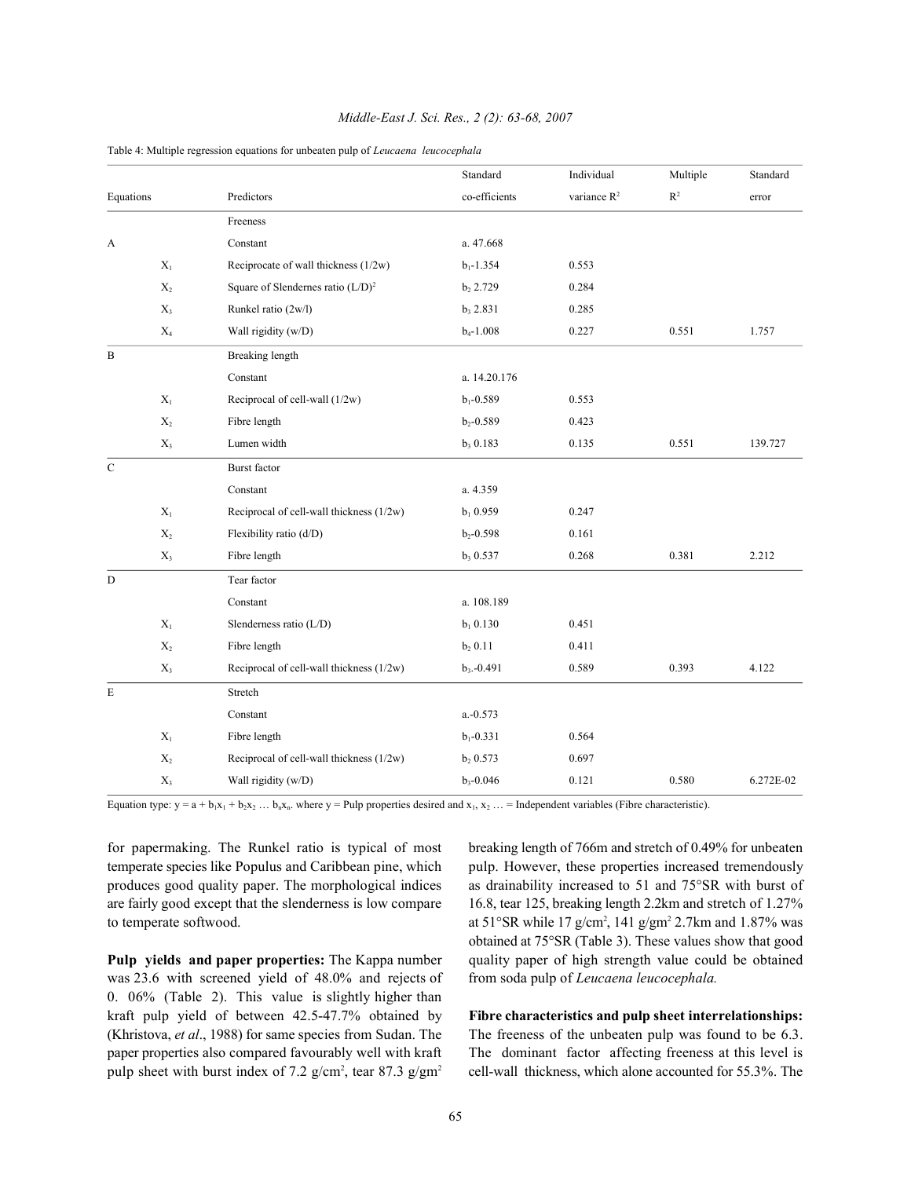Table 4: Multiple regression equations for unbeaten pulp of *Leucaena leucocephala*

| Equations | | Predictors | Standard co-efficients | Individual variance $R^2$ | Multiple $R^2$ | Standard error |
|---|---|---|---|---|---|---|
| | | Freeness | | | | |
| A | | Constant | a. 47.668 | | | |
| | $X_1$ | Reciprocate of wall thickness (1/2w) | $b_1$-1.354 | 0.553 | | |
| | $X_2$ | Square of Slendernes ratio $(L/D)^2$ | $b_2$ 2.729 | 0.284 | | |
| | $X_3$ | Runkel ratio (2w/l) | $b_3$ 2.831 | 0.285 | | |
| | $X_4$ | Wall rigidity (w/D) | $b_4$-1.008 | 0.227 | 0.551 | 1.757 |
| B | | Breaking length | | | | |
| | | Constant | a. 14.20.176 | | | |
| | $X_1$ | Reciprocal of cell-wall (1/2w) | $b_1$-0.589 | 0.553 | | |
| | $X_2$ | Fibre length | $b_2$-0.589 | 0.423 | | |
| | $X_3$ | Lumen width | $b_3$ 0.183 | 0.135 | 0.551 | 139.727 |
| C | | Burst factor | | | | |
| | | Constant | a. 4.359 | | | |
| | $X_1$ | Reciprocal of cell-wall thickness (1/2w) | $b_1$ 0.959 | 0.247 | | |
| | $X_2$ | Flexibility ratio (d/D) | $b_2$-0.598 | 0.161 | | |
| | $X_3$ | Fibre length | $b_3$ 0.537 | 0.268 | 0.381 | 2.212 |
| D | | Tear factor | | | | |
| | | Constant | a. 108.189 | | | |
| | $X_1$ | Slenderness ratio (L/D) | $b_1$ 0.130 | 0.451 | | |
| | $X_2$ | Fibre length | $b_2$ 0.11 | 0.411 | | |
| | $X_3$ | Reciprocal of cell-wall thickness (1/2w) | $b_3$.-0.491 | 0.589 | 0.393 | 4.122 |
| E | | Stretch | | | | |
| | | Constant | a.-0.573 | | | |
| | $X_1$ | Fibre length | $b_1$-0.331 | 0.564 | | |
| | $X_2$ | Reciprocal of cell-wall thickness (1/2w) | $b_2$ 0.573 | 0.697 | | |
| | $X_3$ | Wall rigidity (w/D) | $b_3$-0.046 | 0.121 | 0.580 | 6.272E-02 |

Equation type: $y = a + b_1x_1 + b_2x_2 \ldots b_nx_n$. where y = Pulp properties desired and $x_1, x_2 \ldots$ = Independent variables (Fibre characteristic).

for papermaking. The Runkel ratio is typical of most temperate species like Populus and Caribbean pine, which produces good quality paper. The morphological indices are fairly good except that the slenderness is low compare to temperate softwood.

**Pulp yields and paper properties:** The Kappa number was 23.6 with screened yield of 48.0% and rejects of 0. 06% (Table 2). This value is slightly higher than kraft pulp yield of between 42.5-47.7% obtained by (Khristova, *et al*., 1988) for same species from Sudan. The paper properties also compared favourably well with kraft pulp sheet with burst index of 7.2 g/cm², tear 87.3 g/gm² breaking length of 766m and stretch of 0.49% for unbeaten pulp. However, these properties increased tremendously as drainability increased to 51 and 75°SR with burst of 16.8, tear 125, breaking length 2.2km and stretch of 1.27% at 51°SR while 17 g/cm², 141 g/gm² 2.7km and 1.87% was obtained at 75°SR (Table 3). These values show that good quality paper of high strength value could be obtained from soda pulp of *Leucaena leucocephala.*

**Fibre characteristics and pulp sheet interrelationships:** The freeness of the unbeaten pulp was found to be 6.3. The dominant factor affecting freeness at this level is cell-wall thickness, which alone accounted for 55.3%. The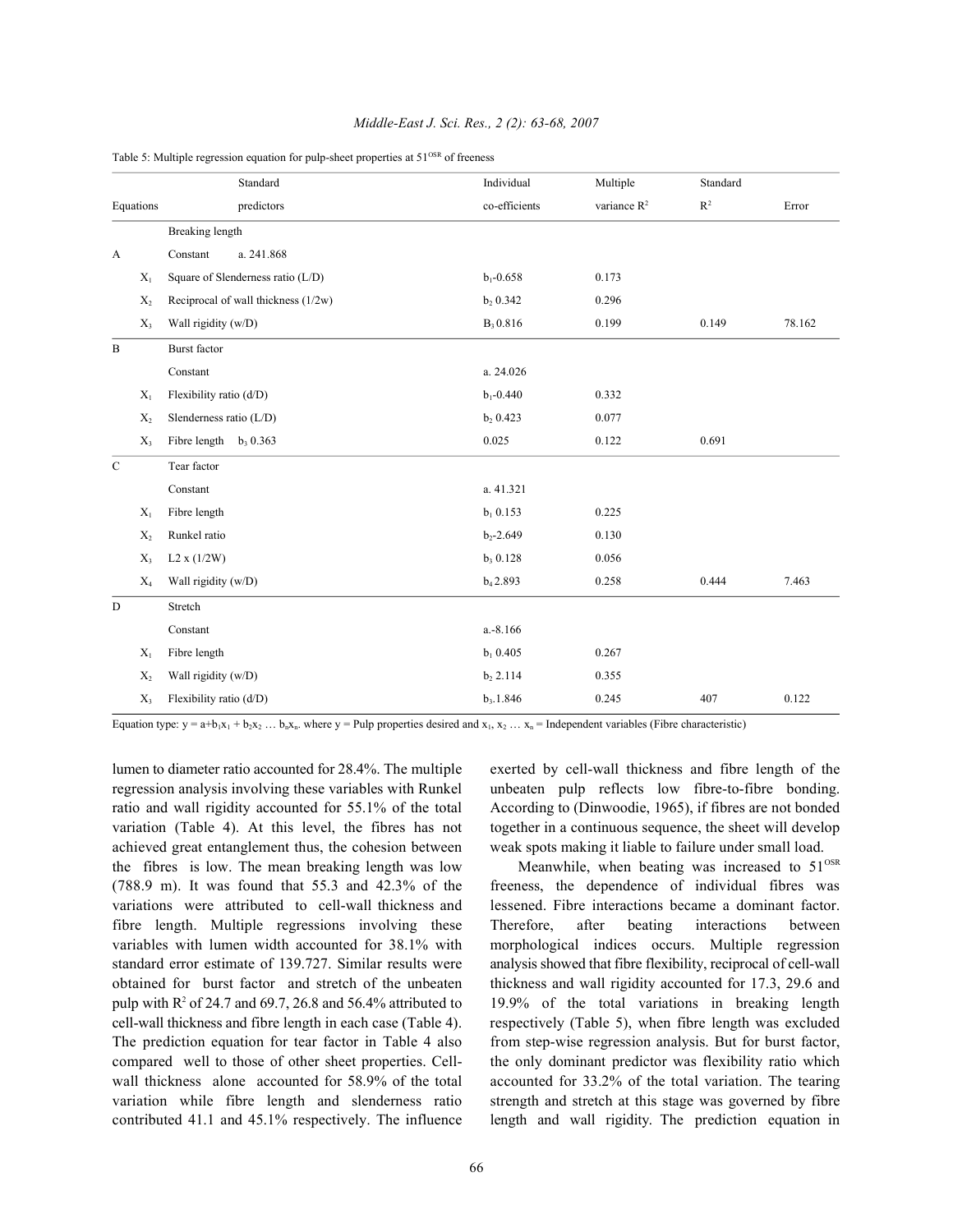Table 5: Multiple regression equation for pulp-sheet properties at $51^{OSR}$ of freeness

| Equations | | Standard predictors | Individual co-efficients | Multiple variance $R^2$ | Standard $R^2$ | Error |
|---|---|---|---|---|---|---|
| | | Breaking length | | | | |
| A | | Constant a. 241.868 | | | | |
| | $X_1$ | Square of Slenderness ratio (L/D) | $b_1$-0.658 | 0.173 | | |
| | $X_2$ | Reciprocal of wall thickness (1/2w) | $b_2$ 0.342 | 0.296 | | |
| | $X_3$ | Wall rigidity (w/D) | $B_3$ 0.816 | 0.199 | 0.149 | 78.162 |
| B | | Burst factor | | | | |
| | | Constant | a. 24.026 | | | |
| | $X_1$ | Flexibility ratio (d/D) | $b_1$-0.440 | 0.332 | | |
| | $X_2$ | Slenderness ratio (L/D) | $b_2$ 0.423 | 0.077 | | |
| | $X_3$ | Fibre length $b_3$ 0.363 | 0.025 | 0.122 | 0.691 | |
| C | | Tear factor | | | | |
| | | Constant | a. 41.321 | | | |
| | $X_1$ | Fibre length | $b_1$ 0.153 | 0.225 | | |
| | $X_2$ | Runkel ratio | $b_2$-2.649 | 0.130 | | |
| | $X_3$ | L2 x (1/2W) | $b_3$ 0.128 | 0.056 | | |
| | $X_4$ | Wall rigidity (w/D) | $b_4$ 2.893 | 0.258 | 0.444 | 7.463 |
| D | | Stretch | | | | |
| | | Constant | a.-8.166 | | | |
| | $X_1$ | Fibre length | $b_1$ 0.405 | 0.267 | | |
| | $X_2$ | Wall rigidity (w/D) | $b_2$ 2.114 | 0.355 | | |
| | $X_3$ | Flexibility ratio (d/D) | $b_3$.1.846 | 0.245 | 407 | 0.122 |

Equation type: $y = a+b_1x_1 + b_2x_2 \ldots b_nx_n$. where y = Pulp properties desired and $x_1, x_2 \ldots x_n$ = Independent variables (Fibre characteristic)

lumen to diameter ratio accounted for 28.4%. The multiple regression analysis involving these variables with Runkel ratio and wall rigidity accounted for 55.1% of the total variation (Table 4). At this level, the fibres has not achieved great entanglement thus, the cohesion between the fibres is low. The mean breaking length was low (788.9 m). It was found that 55.3 and 42.3% of the variations were attributed to cell-wall thickness and fibre length. Multiple regressions involving these variables with lumen width accounted for 38.1% with standard error estimate of 139.727. Similar results were obtained for burst factor and stretch of the unbeaten pulp with $R^2$ of 24.7 and 69.7, 26.8 and 56.4% attributed to cell-wall thickness and fibre length in each case (Table 4). The prediction equation for tear factor in Table 4 also compared well to those of other sheet properties. Cell-wall thickness alone accounted for 58.9% of the total variation while fibre length and slenderness ratio contributed 41.1 and 45.1% respectively. The influence exerted by cell-wall thickness and fibre length of the unbeaten pulp reflects low fibre-to-fibre bonding. According to (Dinwoodie, 1965), if fibres are not bonded together in a continuous sequence, the sheet will develop weak spots making it liable to failure under small load.

Meanwhile, when beating was increased to $51^{OSR}$ freeness, the dependence of individual fibres was lessened. Fibre interactions became a dominant factor. Therefore, after beating interactions between morphological indices occurs. Multiple regression analysis showed that fibre flexibility, reciprocal of cell-wall thickness and wall rigidity accounted for 17.3, 29.6 and 19.9% of the total variations in breaking length respectively (Table 5), when fibre length was excluded from step-wise regression analysis. But for burst factor, the only dominant predictor was flexibility ratio which accounted for 33.2% of the total variation. The tearing strength and stretch at this stage was governed by fibre length and wall rigidity. The prediction equation in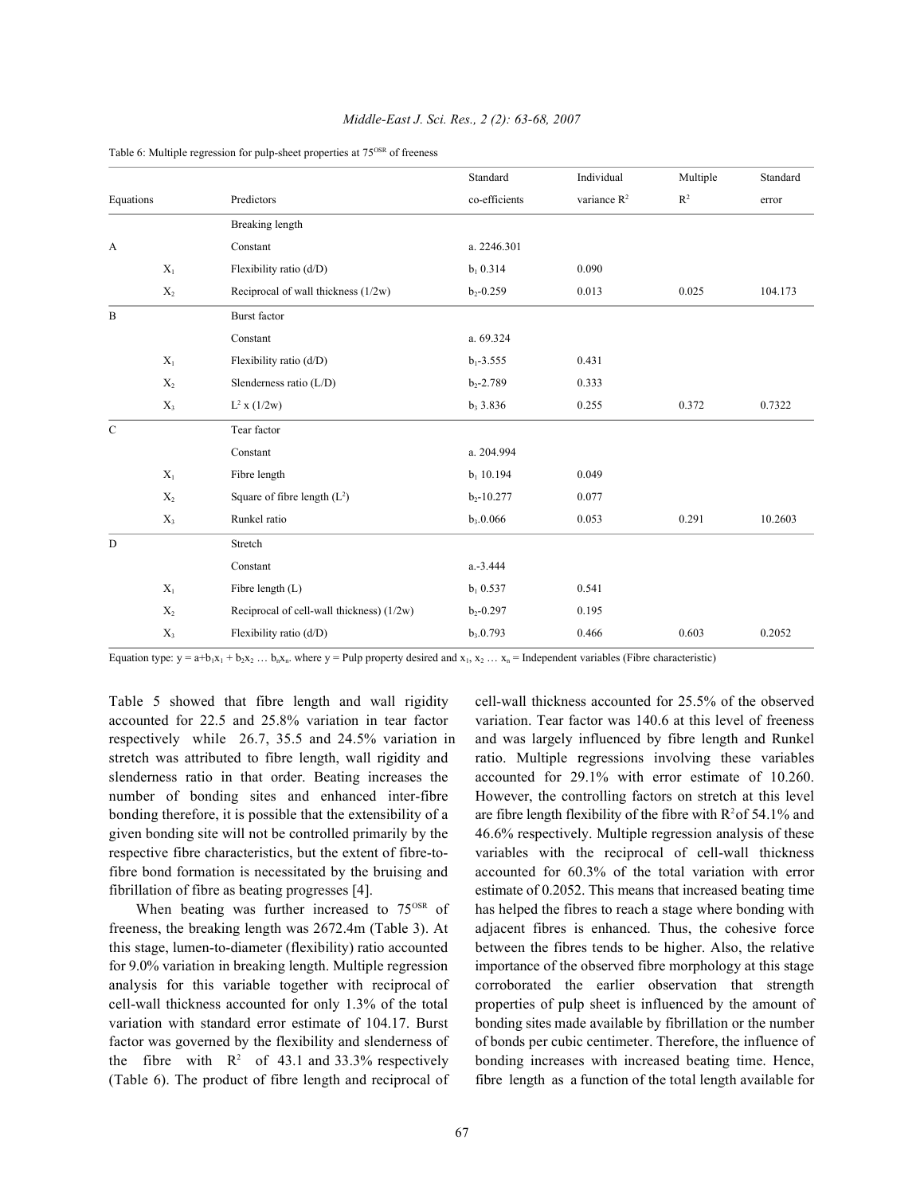Table 6: Multiple regression for pulp-sheet properties at $75^{OSR}$ of freeness

| Equations | | Predictors | Standard co-efficients | Individual variance $R^2$ | Multiple $R^2$ | Standard error |
|---|---|---|---|---|---|---|
| | | Breaking length | | | | |
| A | | Constant | a. 2246.301 | | | |
| | $X_1$ | Flexibility ratio (d/D) | $b_1$ 0.314 | 0.090 | | |
| | $X_2$ | Reciprocal of wall thickness (1/2w) | $b_2$-0.259 | 0.013 | 0.025 | 104.173 |
| B | | Burst factor | | | | |
| | | Constant | a. 69.324 | | | |
| | $X_1$ | Flexibility ratio (d/D) | $b_1$-3.555 | 0.431 | | |
| | $X_2$ | Slenderness ratio (L/D) | $b_2$-2.789 | 0.333 | | |
| | $X_3$ | $L^2$ x (1/2w) | $b_3$ 3.836 | 0.255 | 0.372 | 0.7322 |
| C | | Tear factor | | | | |
| | | Constant | a. 204.994 | | | |
| | $X_1$ | Fibre length | $b_1$ 10.194 | 0.049 | | |
| | $X_2$ | Square of fibre length ($L^2$) | $b_2$-10.277 | 0.077 | | |
| | $X_3$ | Runkel ratio | $b_3$.0.066 | 0.053 | 0.291 | 10.2603 |
| D | | Stretch | | | | |
| | | Constant | a.-3.444 | | | |
| | $X_1$ | Fibre length (L) | $b_1$ 0.537 | 0.541 | | |
| | $X_2$ | Reciprocal of cell-wall thickness) (1/2w) | $b_2$-0.297 | 0.195 | | |
| | $X_3$ | Flexibility ratio (d/D) | $b_3$.0.793 | 0.466 | 0.603 | 0.2052 |

Equation type: $y = a+b_1x_1 + b_2x_2 \dots b_nx_n$. where y = Pulp property desired and $x_1, x_2 \dots x_n$ = Independent variables (Fibre characteristic)

Table 5 showed that fibre length and wall rigidity accounted for 22.5 and 25.8% variation in tear factor respectively while 26.7, 35.5 and 24.5% variation in stretch was attributed to fibre length, wall rigidity and slenderness ratio in that order. Beating increases the number of bonding sites and enhanced inter-fibre bonding therefore, it is possible that the extensibility of a given bonding site will not be controlled primarily by the respective fibre characteristics, but the extent of fibre-to-fibre bond formation is necessitated by the bruising and fibrillation of fibre as beating progresses [4].

When beating was further increased to $75^{OSR}$ of freeness, the breaking length was 2672.4m (Table 3). At this stage, lumen-to-diameter (flexibility) ratio accounted for 9.0% variation in breaking length. Multiple regression analysis for this variable together with reciprocal of cell-wall thickness accounted for only 1.3% of the total variation with standard error estimate of 104.17. Burst factor was governed by the flexibility and slenderness of the fibre with $R^2$ of 43.1 and 33.3% respectively (Table 6). The product of fibre length and reciprocal of cell-wall thickness accounted for 25.5% of the observed variation. Tear factor was 140.6 at this level of freeness and was largely influenced by fibre length and Runkel ratio. Multiple regressions involving these variables accounted for 29.1% with error estimate of 10.260. However, the controlling factors on stretch at this level are fibre length flexibility of the fibre with $R^2$of 54.1% and 46.6% respectively. Multiple regression analysis of these variables with the reciprocal of cell-wall thickness accounted for 60.3% of the total variation with error estimate of 0.2052. This means that increased beating time has helped the fibres to reach a stage where bonding with adjacent fibres is enhanced. Thus, the cohesive force between the fibres tends to be higher. Also, the relative importance of the observed fibre morphology at this stage corroborated the earlier observation that strength properties of pulp sheet is influenced by the amount of bonding sites made available by fibrillation or the number of bonds per cubic centimeter. Therefore, the influence of bonding increases with increased beating time. Hence, fibre length as a function of the total length available for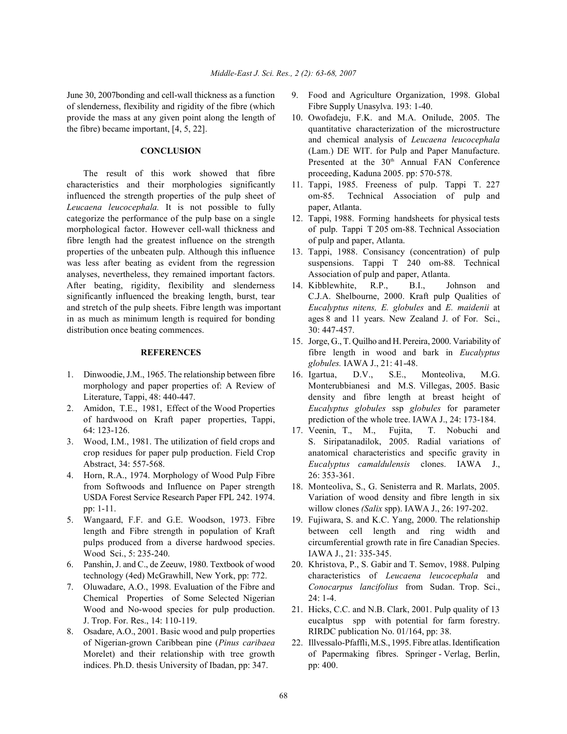June 30, 2007bonding and cell-wall thickness as a function of slenderness, flexibility and rigidity of the fibre (which provide the mass at any given point along the length of the fibre) became important, [4, 5, 22].

## CONCLUSION

The result of this work showed that fibre characteristics and their morphologies significantly influenced the strength properties of the pulp sheet of *Leucaena leucocephala.* It is not possible to fully categorize the performance of the pulp base on a single morphological factor. However cell-wall thickness and fibre length had the greatest influence on the strength properties of the unbeaten pulp. Although this influence was less after beating as evident from the regression analyses, nevertheless, they remained important factors. After beating, rigidity, flexibility and slenderness significantly influenced the breaking length, burst, tear and stretch of the pulp sheets. Fibre length was important in as much as minimum length is required for bonding distribution once beating commences.

## REFERENCES

1. Dinwoodie, J.M., 1965. The relationship between fibre morphology and paper properties of: A Review of Literature, Tappi, 48: 440-447.
2. Amidon, T.E., 1981, Effect of the Wood Properties of hardwood on Kraft paper properties, Tappi, 64: 123-126.
3. Wood, I.M., 1981. The utilization of field crops and crop residues for paper pulp production. Field Crop Abstract, 34: 557-568.
4. Horn, R.A., 1974. Morphology of Wood Pulp Fibre from Softwoods and Influence on Paper strength USDA Forest Service Research Paper FPL 242. 1974. pp: 1-11.
5. Wangaard, F.F. and G.E. Woodson, 1973. Fibre length and Fibre strength in population of Kraft pulps produced from a diverse hardwood species. Wood Sci., 5: 235-240.
6. Panshin, J. and C., de Zeeuw, 1980. Textbook of wood technology (4ed) McGrawhill, New York, pp: 772.
7. Oluwadare, A.O., 1998. Evaluation of the Fibre and Chemical Properties of Some Selected Nigerian Wood and No-wood species for pulp production. J. Trop. For. Res., 14: 110-119.
8. Osadare, A.O., 2001. Basic wood and pulp properties of Nigerian-grown Caribbean pine (*Pinus caribaea* Morelet) and their relationship with tree growth indices. Ph.D. thesis University of Ibadan, pp: 347.
9. Food and Agriculture Organization, 1998. Global Fibre Supply Unasylva. 193: 1-40.
10. Owofadeju, F.K. and M.A. Onilude, 2005. The quantitative characterization of the microstructure and chemical analysis of *Leucaena leucocephala* (Lam.) DE WIT. for Pulp and Paper Manufacture. Presented at the 30th Annual FAN Conference proceeding, Kaduna 2005. pp: 570-578.
11. Tappi, 1985. Freeness of pulp. Tappi T. 227 om-85. Technical Association of pulp and paper, Atlanta.
12. Tappi, 1988. Forming handsheets for physical tests of pulp. Tappi T 205 om-88. Technical Association of pulp and paper, Atlanta.
13. Tappi, 1988. Consisancy (concentration) of pulp suspensions. Tappi T 240 om-88. Technical Association of pulp and paper, Atlanta.
14. Kibblewhite, R.P., B.I., Johnson and C.J.A. Shelbourne, 2000. Kraft pulp Qualities of *Eucalyptus nitens, E. globules* and *E. maidenii* at ages 8 and 11 years. New Zealand J. of For. Sci., 30: 447-457.
15. Jorge, G., T. Quilho and H. Pereira, 2000. Variability of fibre length in wood and bark in *Eucalyptus globules.* IAWA J., 21: 41-48.
16. Igartua, D.V., S.E., Monteoliva, M.G. Monterubbianesi and M.S. Villegas, 2005. Basic density and fibre length at breast height of *Eucalyptus globules* ssp *globules* for parameter prediction of the whole tree. IAWA J., 24: 173-184.
17. Veenin, T., M., Fujita, T. Nobuchi and S. Siripatanadilok, 2005. Radial variations of anatomical characteristics and specific gravity in *Eucalyptus camaldulensis* clones. IAWA J., 26: 353-361.
18. Monteoliva, S., G. Senisterra and R. Marlats, 2005. Variation of wood density and fibre length in six willow clones *(Salix* spp). IAWA J., 26: 197-202.
19. Fujiwara, S. and K.C. Yang, 2000. The relationship between cell length and ring width and circumferential growth rate in fire Canadian Species. IAWA J., 21: 335-345.
20. Khristova, P., S. Gabir and T. Semov, 1988. Pulping characteristics of *Leucaena leucocephala* and *Conocarpus lancifolius* from Sudan. Trop. Sci., 24: 1-4.
21. Hicks, C.C. and N.B. Clark, 2001. Pulp quality of 13 eucalptus spp with potential for farm forestry. RIRDC publication No. 01/164, pp: 38.
22. Illvessalo-Pfaffli, M.S., 1995. Fibre atlas. Identification of Papermaking fibres. Springer - Verlag, Berlin, pp: 400.